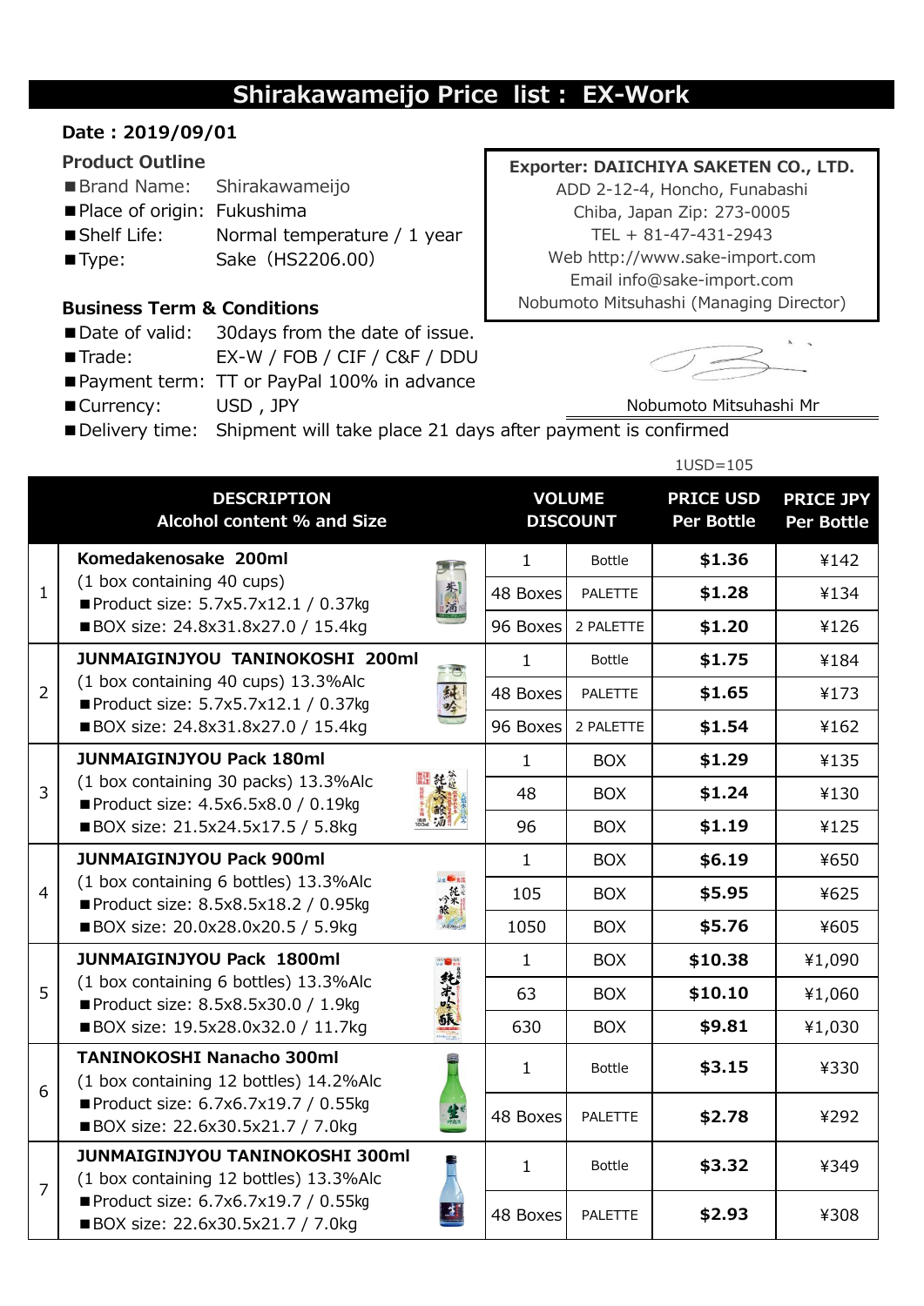# Shirakawameijo Price list : EX-Work

**Date : 2019/09/01**

**Product Outline**

- ■Brand Name: Shirakawameijo
- ■Place of origin: Fukushima
- ■Shelf Life: Normal temperature / 1 year
- ■Type: Sake（HS2206.00)

**Exporter: DAIICHIYA SAKETEN CO., LTD.**
ADD 2-12-4, Honcho, Funabashi
Chiba, Japan Zip: 273-0005
TEL + 81-47-431-2943
Web http://www.sake-import.com
Email info@sake-import.com
Nobumoto Mitsuhashi (Managing Director)

**Business Term & Conditions**

- ■Date of valid: 30days from the date of issue.
- ■Trade: EX-W / FOB / CIF / C&F / DDU
- ■Payment term: TT or PayPal 100% in advance
- ■Currency: USD , JPY
- ■Delivery time: Shipment will take place 21 days after payment is confirmed

Nobumoto Mitsuhashi Mr

1USD=105

| | DESCRIPTION Alcohol content % and Size | VOLUME DISCOUNT | | PRICE USD Per Bottle | PRICE JPY Per Bottle |
|---|---|---|---|---|---|
| 1 | **Komedakenosake 200ml**<br>(1 box containing 40 cups)<br>■Product size: 5.7x5.7x12.1 / 0.37kg<br>■BOX size: 24.8x31.8x27.0 / 15.4kg | 1 | Bottle | **$1.36** | ¥142 |
| | | 48 Boxes | PALETTE | **$1.28** | ¥134 |
| | | 96 Boxes | 2 PALETTE | **$1.20** | ¥126 |
| 2 | **JUNMAIGINJYOU TANINOKOSHI 200ml**<br>(1 box containing 40 cups) 13.3%Alc<br>■Product size: 5.7x5.7x12.1 / 0.37kg<br>■BOX size: 24.8x31.8x27.0 / 15.4kg | 1 | Bottle | **$1.75** | ¥184 |
| | | 48 Boxes | PALETTE | **$1.65** | ¥173 |
| | | 96 Boxes | 2 PALETTE | **$1.54** | ¥162 |
| 3 | **JUNMAIGINJYOU Pack 180ml**<br>(1 box containing 30 packs) 13.3%Alc<br>■Product size: 4.5x6.5x8.0 / 0.19kg<br>■BOX size: 21.5x24.5x17.5 / 5.8kg | 1 | BOX | **$1.29** | ¥135 |
| | | 48 | BOX | **$1.24** | ¥130 |
| | | 96 | BOX | **$1.19** | ¥125 |
| 4 | **JUNMAIGINJYOU Pack 900ml**<br>(1 box containing 6 bottles) 13.3%Alc<br>■Product size: 8.5x8.5x18.2 / 0.95kg<br>■BOX size: 20.0x28.0x20.5 / 5.9kg | 1 | BOX | **$6.19** | ¥650 |
| | | 105 | BOX | **$5.95** | ¥625 |
| | | 1050 | BOX | **$5.76** | ¥605 |
| 5 | **JUNMAIGINJYOU Pack 1800ml**<br>(1 box containing 6 bottles) 13.3%Alc<br>■Product size: 8.5x8.5x30.0 / 1.9kg<br>■BOX size: 19.5x28.0x32.0 / 11.7kg | 1 | BOX | **$10.38** | ¥1,090 |
| | | 63 | BOX | **$10.10** | ¥1,060 |
| | | 630 | BOX | **$9.81** | ¥1,030 |
| 6 | **TANINOKOSHI Nanacho 300ml**<br>(1 box containing 12 bottles) 14.2%Alc<br>■Product size: 6.7x6.7x19.7 / 0.55kg<br>■BOX size: 22.6x30.5x21.7 / 7.0kg | 1 | Bottle | **$3.15** | ¥330 |
| | | 48 Boxes | PALETTE | **$2.78** | ¥292 |
| 7 | **JUNMAIGINJYOU TANINOKOSHI 300ml**<br>(1 box containing 12 bottles) 13.3%Alc<br>■Product size: 6.7x6.7x19.7 / 0.55kg<br>■BOX size: 22.6x30.5x21.7 / 7.0kg | 1 | Bottle | **$3.32** | ¥349 |
| | | 48 Boxes | PALETTE | **$2.93** | ¥308 |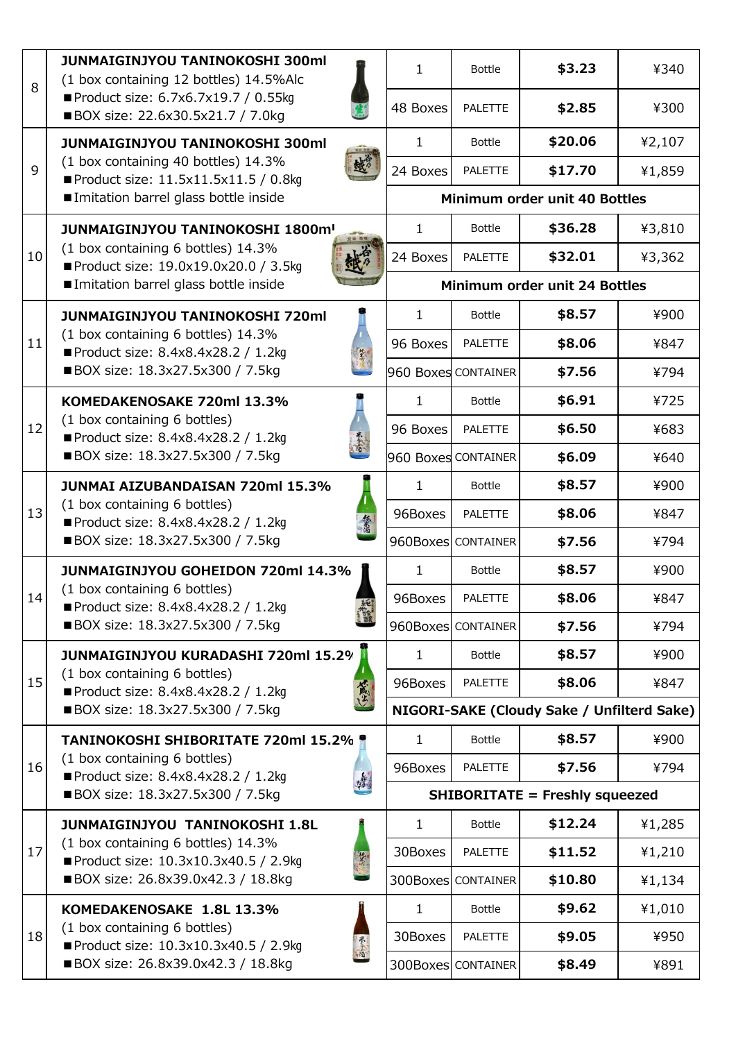| No. | Product | Quantity | Unit | USD | JPY |
|---|---|---|---|---|---|
| 8 | **JUNMAIGINJYOU TANINOKOSHI 300ml** (1 box containing 12 bottles) 14.5%Alc ■Product size: 6.7x6.7x19.7 / 0.55kg ■BOX size: 22.6x30.5x21.7 / 7.0kg | 1 | Bottle | **$3.23** | ¥340 |
| | | 48 Boxes | PALETTE | **$2.85** | ¥300 |
| 9 | **JUNMAIGINJYOU TANINOKOSHI 300ml** (1 box containing 40 bottles) 14.3% ■Product size: 11.5x11.5x11.5 / 0.8kg ■Imitation barrel glass bottle inside | 1 | Bottle | **$20.06** | ¥2,107 |
| | | 24 Boxes | PALETTE | **$17.70** | ¥1,859 |
| | | **Minimum order unit 40 Bottles** | | | |
| 10 | **JUNMAIGINJYOU TANINOKOSHI 1800ml** (1 box containing 6 bottles) 14.3% ■Product size: 19.0x19.0x20.0 / 3.5kg ■Imitation barrel glass bottle inside | 1 | Bottle | **$36.28** | ¥3,810 |
| | | 24 Boxes | PALETTE | **$32.01** | ¥3,362 |
| | | **Minimum order unit 24 Bottles** | | | |
| 11 | **JUNMAIGINJYOU TANINOKOSHI 720ml** (1 box containing 6 bottles) 14.3% ■Product size: 8.4x8.4x28.2 / 1.2kg ■BOX size: 18.3x27.5x300 / 7.5kg | 1 | Bottle | **$8.57** | ¥900 |
| | | 96 Boxes | PALETTE | **$8.06** | ¥847 |
| | | 960 Boxes | CONTAINER | **$7.56** | ¥794 |
| 12 | **KOMEDAKENOSAKE 720ml 13.3%** (1 box containing 6 bottles) ■Product size: 8.4x8.4x28.2 / 1.2kg ■BOX size: 18.3x27.5x300 / 7.5kg | 1 | Bottle | **$6.91** | ¥725 |
| | | 96 Boxes | PALETTE | **$6.50** | ¥683 |
| | | 960 Boxes | CONTAINER | **$6.09** | ¥640 |
| 13 | **JUNMAI AIZUBANDAISAN 720ml 15.3%** (1 box containing 6 bottles) ■Product size: 8.4x8.4x28.2 / 1.2kg ■BOX size: 18.3x27.5x300 / 7.5kg | 1 | Bottle | **$8.57** | ¥900 |
| | | 96Boxes | PALETTE | **$8.06** | ¥847 |
| | | 960Boxes | CONTAINER | **$7.56** | ¥794 |
| 14 | **JUNMAIGINJYOU GOHEIDON 720ml 14.3%** (1 box containing 6 bottles) ■Product size: 8.4x8.4x28.2 / 1.2kg ■BOX size: 18.3x27.5x300 / 7.5kg | 1 | Bottle | **$8.57** | ¥900 |
| | | 96Boxes | PALETTE | **$8.06** | ¥847 |
| | | 960Boxes | CONTAINER | **$7.56** | ¥794 |
| 15 | **JUNMAIGINJYOU KURADASHI 720ml 15.2%** (1 box containing 6 bottles) ■Product size: 8.4x8.4x28.2 / 1.2kg ■BOX size: 18.3x27.5x300 / 7.5kg | 1 | Bottle | **$8.57** | ¥900 |
| | | 96Boxes | PALETTE | **$8.06** | ¥847 |
| | | **NIGORI-SAKE (Cloudy Sake / Unfilterd Sake)** | | | |
| 16 | **TANINOKOSHI SHIBORITATE 720ml 15.2%** (1 box containing 6 bottles) ■Product size: 8.4x8.4x28.2 / 1.2kg ■BOX size: 18.3x27.5x300 / 7.5kg | 1 | Bottle | **$8.57** | ¥900 |
| | | 96Boxes | PALETTE | **$7.56** | ¥794 |
| | | **SHIBORITATE = Freshly squeezed** | | | |
| 17 | **JUNMAIGINJYOU TANINOKOSHI 1.8L** (1 box containing 6 bottles) 14.3% ■Product size: 10.3x10.3x40.5 / 2.9kg ■BOX size: 26.8x39.0x42.3 / 18.8kg | 1 | Bottle | **$12.24** | ¥1,285 |
| | | 30Boxes | PALETTE | **$11.52** | ¥1,210 |
| | | 300Boxes | CONTAINER | **$10.80** | ¥1,134 |
| 18 | **KOMEDAKENOSAKE 1.8L 13.3%** (1 box containing 6 bottles) ■Product size: 10.3x10.3x40.5 / 2.9kg ■BOX size: 26.8x39.0x42.3 / 18.8kg | 1 | Bottle | **$9.62** | ¥1,010 |
| | | 30Boxes | PALETTE | **$9.05** | ¥950 |
| | | 300Boxes | CONTAINER | **$8.49** | ¥891 |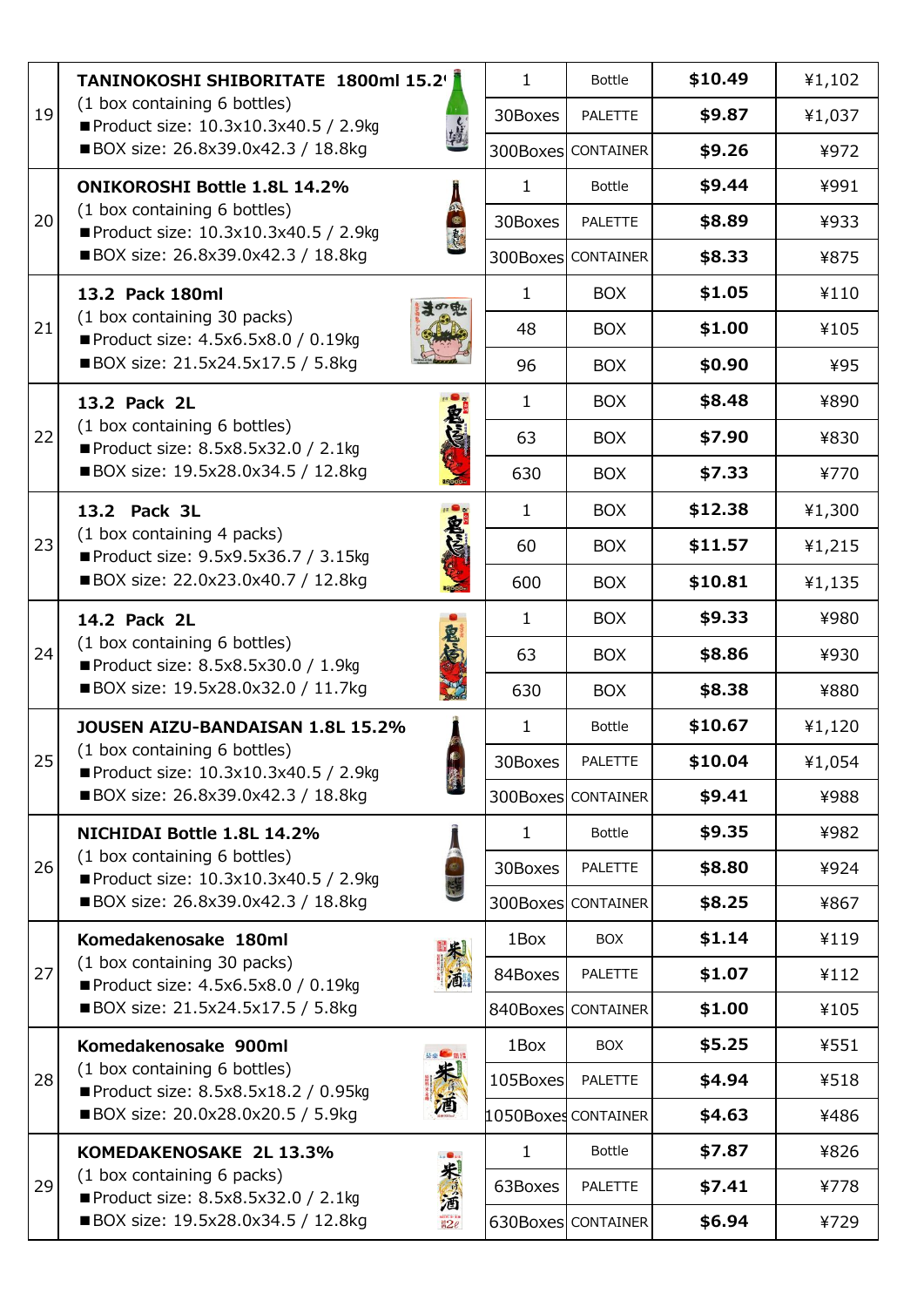| No. | Product | Qty | Unit | USD | JPY |
|---|---|---|---|---|---|
| 19 | **TANINOKOSHI SHIBORITATE 1800ml 15.2%** (1 box containing 6 bottles) ■Product size: 10.3x10.3x40.5 / 2.9kg ■BOX size: 26.8x39.0x42.3 / 18.8kg | 1 | Bottle | **$10.49** | ¥1,102 |
| | | 30Boxes | PALETTE | **$9.87** | ¥1,037 |
| | | 300Boxes | CONTAINER | **$9.26** | ¥972 |
| 20 | **ONIKOROSHI Bottle 1.8L 14.2%** (1 box containing 6 bottles) ■Product size: 10.3x10.3x40.5 / 2.9kg ■BOX size: 26.8x39.0x42.3 / 18.8kg | 1 | Bottle | **$9.44** | ¥991 |
| | | 30Boxes | PALETTE | **$8.89** | ¥933 |
| | | 300Boxes | CONTAINER | **$8.33** | ¥875 |
| 21 | **13.2 Pack 180ml** (1 box containing 30 packs) ■Product size: 4.5x6.5x8.0 / 0.19kg ■BOX size: 21.5x24.5x17.5 / 5.8kg | 1 | BOX | **$1.05** | ¥110 |
| | | 48 | BOX | **$1.00** | ¥105 |
| | | 96 | BOX | **$0.90** | ¥95 |
| 22 | **13.2 Pack 2L** (1 box containing 6 bottles) ■Product size: 8.5x8.5x32.0 / 2.1kg ■BOX size: 19.5x28.0x34.5 / 12.8kg | 1 | BOX | **$8.48** | ¥890 |
| | | 63 | BOX | **$7.90** | ¥830 |
| | | 630 | BOX | **$7.33** | ¥770 |
| 23 | **13.2 Pack 3L** (1 box containing 4 packs) ■Product size: 9.5x9.5x36.7 / 3.15kg ■BOX size: 22.0x23.0x40.7 / 12.8kg | 1 | BOX | **$12.38** | ¥1,300 |
| | | 60 | BOX | **$11.57** | ¥1,215 |
| | | 600 | BOX | **$10.81** | ¥1,135 |
| 24 | **14.2 Pack 2L** (1 box containing 6 bottles) ■Product size: 8.5x8.5x30.0 / 1.9kg ■BOX size: 19.5x28.0x32.0 / 11.7kg | 1 | BOX | **$9.33** | ¥980 |
| | | 63 | BOX | **$8.86** | ¥930 |
| | | 630 | BOX | **$8.38** | ¥880 |
| 25 | **JOUSEN AIZU-BANDAISAN 1.8L 15.2%** (1 box containing 6 bottles) ■Product size: 10.3x10.3x40.5 / 2.9kg ■BOX size: 26.8x39.0x42.3 / 18.8kg | 1 | Bottle | **$10.67** | ¥1,120 |
| | | 30Boxes | PALETTE | **$10.04** | ¥1,054 |
| | | 300Boxes | CONTAINER | **$9.41** | ¥988 |
| 26 | **NICHIDAI Bottle 1.8L 14.2%** (1 box containing 6 bottles) ■Product size: 10.3x10.3x40.5 / 2.9kg ■BOX size: 26.8x39.0x42.3 / 18.8kg | 1 | Bottle | **$9.35** | ¥982 |
| | | 30Boxes | PALETTE | **$8.80** | ¥924 |
| | | 300Boxes | CONTAINER | **$8.25** | ¥867 |
| 27 | **Komedakenosake 180ml** (1 box containing 30 packs) ■Product size: 4.5x6.5x8.0 / 0.19kg ■BOX size: 21.5x24.5x17.5 / 5.8kg | 1Box | BOX | **$1.14** | ¥119 |
| | | 84Boxes | PALETTE | **$1.07** | ¥112 |
| | | 840Boxes | CONTAINER | **$1.00** | ¥105 |
| 28 | **Komedakenosake 900ml** (1 box containing 6 bottles) ■Product size: 8.5x8.5x18.2 / 0.95kg ■BOX size: 20.0x28.0x20.5 / 5.9kg | 1Box | BOX | **$5.25** | ¥551 |
| | | 105Boxes | PALETTE | **$4.94** | ¥518 |
| | | 1050Boxes | CONTAINER | **$4.63** | ¥486 |
| 29 | **KOMEDAKENOSAKE 2L 13.3%** (1 box containing 6 packs) ■Product size: 8.5x8.5x32.0 / 2.1kg ■BOX size: 19.5x28.0x34.5 / 12.8kg | 1 | Bottle | **$7.87** | ¥826 |
| | | 63Boxes | PALETTE | **$7.41** | ¥778 |
| | | 630Boxes | CONTAINER | **$6.94** | ¥729 |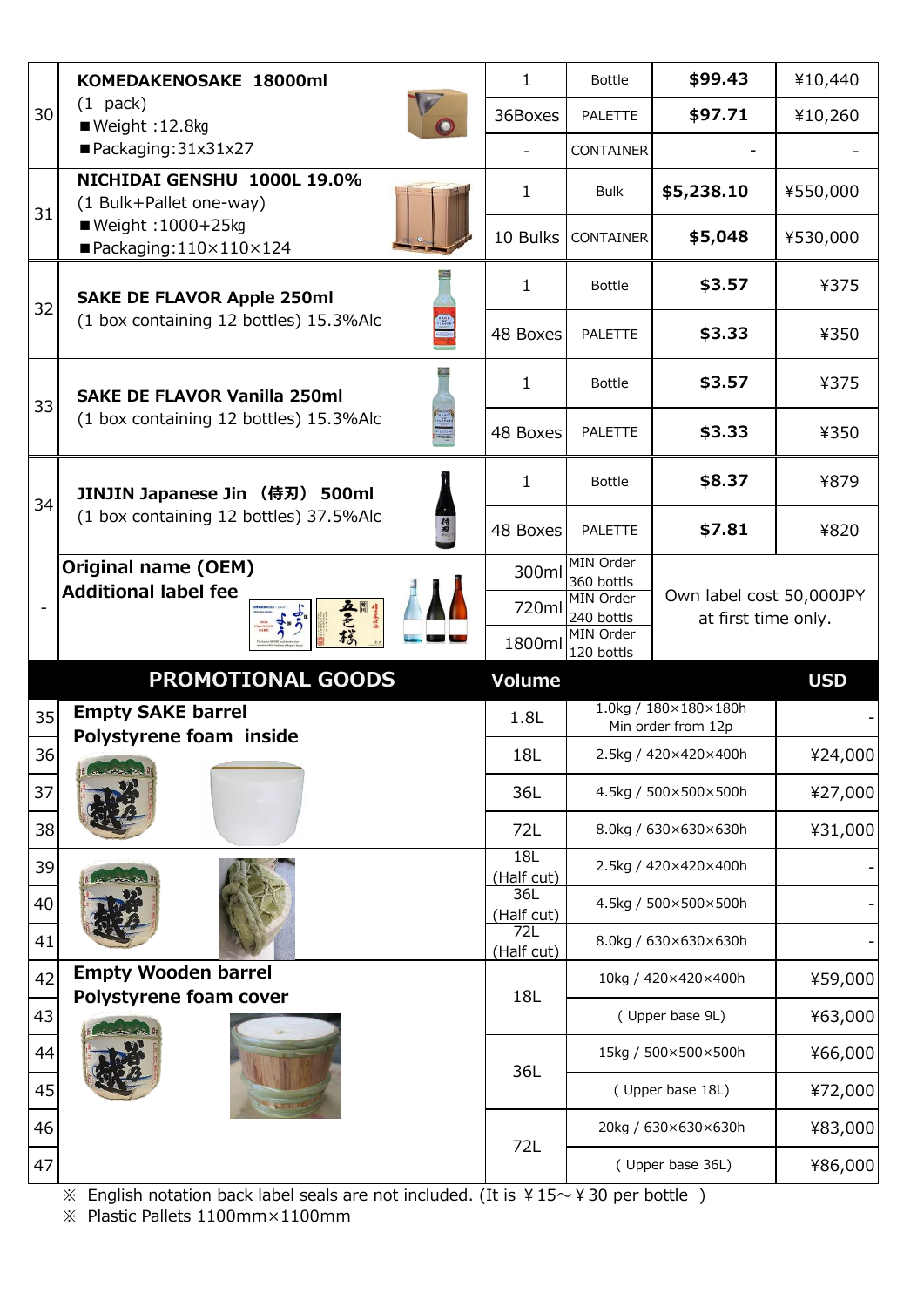| | | | | | |
|---|---|---|---|---|---|
| 30 | **KOMEDAKENOSAKE 18000ml**<br>(1 pack)<br>■Weight :12.8kg<br>■Packaging:31x31x27 | 1 | Bottle | **$99.43** | ¥10,440 |
| | | 36Boxes | PALETTE | **$97.71** | ¥10,260 |
| | | - | CONTAINER | - | - |
| 31 | **NICHIDAI GENSHU 1000L 19.0%**<br>(1 Bulk+Pallet one-way)<br>■Weight :1000+25kg<br>■Packaging:110×110×124 | 1 | Bulk | **$5,238.10** | ¥550,000 |
| | | 10 Bulks | CONTAINER | **$5,048** | ¥530,000 |
| 32 | **SAKE DE FLAVOR Apple 250ml**<br>(1 box containing 12 bottles) 15.3%Alc | 1 | Bottle | **$3.57** | ¥375 |
| | | 48 Boxes | PALETTE | **$3.33** | ¥350 |
| 33 | **SAKE DE FLAVOR Vanilla 250ml**<br>(1 box containing 12 bottles) 15.3%Alc | 1 | Bottle | **$3.57** | ¥375 |
| | | 48 Boxes | PALETTE | **$3.33** | ¥350 |
| 34 | **JINJIN Japanese Jin （侍刃） 500ml**<br>(1 box containing 12 bottles) 37.5%Alc | 1 | Bottle | **$8.37** | ¥879 |
| | | 48 Boxes | PALETTE | **$7.81** | ¥820 |
| - | **Original name (OEM)**<br>**Additional label fee** | 300ml | MIN Order 360 bottls | Own label cost 50,000JPY at first time only. | |
| | | 720ml | MIN Order 240 bottls | | |
| | | 1800ml | MIN Order 120 bottls | | |

| | PROMOTIONAL GOODS | Volume | | USD |
|---|---|---|---|---|
| 35 | **Empty SAKE barrel**<br>**Polystyrene foam inside** | 1.8L | 1.0kg / 180×180×180h<br>Min order from 12p | - |
| 36 | | 18L | 2.5kg / 420×420×400h | ¥24,000 |
| 37 | | 36L | 4.5kg / 500×500×500h | ¥27,000 |
| 38 | | 72L | 8.0kg / 630×630×630h | ¥31,000 |
| 39 | | 18L (Half cut) | 2.5kg / 420×420×400h | - |
| 40 | | 36L (Half cut) | 4.5kg / 500×500×500h | - |
| 41 | | 72L (Half cut) | 8.0kg / 630×630×630h | - |
| 42 | **Empty Wooden barrel**<br>**Polystyrene foam cover** | 18L | 10kg / 420×420×400h | ¥59,000 |
| 43 | | | ( Upper base 9L) | ¥63,000 |
| 44 | | 36L | 15kg / 500×500×500h | ¥66,000 |
| 45 | | | ( Upper base 18L) | ¥72,000 |
| 46 | | 72L | 20kg / 630×630×630h | ¥83,000 |
| 47 | | | ( Upper base 36L) | ¥86,000 |

※ English notation back label seals are not included. (It is ￥15～￥30 per bottle )

※ Plastic Pallets 1100mm×1100mm